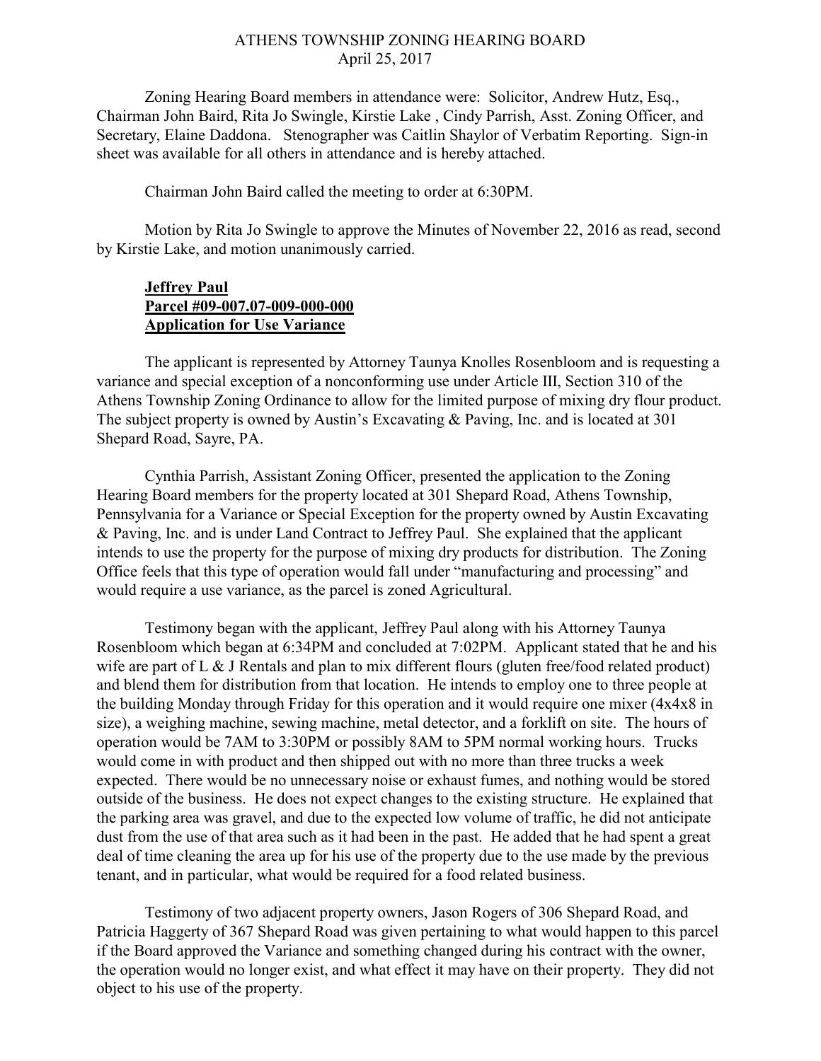# ATHENS TOWNSHIP ZONING HEARING BOARD
April 25, 2017

Zoning Hearing Board members in attendance were: Solicitor, Andrew Hutz, Esq., Chairman John Baird, Rita Jo Swingle, Kirstie Lake , Cindy Parrish, Asst. Zoning Officer, and Secretary, Elaine Daddona. Stenographer was Caitlin Shaylor of Verbatim Reporting. Sign-in sheet was available for all others in attendance and is hereby attached.

Chairman John Baird called the meeting to order at 6:30PM.

Motion by Rita Jo Swingle to approve the Minutes of November 22, 2016 as read, second by Kirstie Lake, and motion unanimously carried.

**Jeffrey Paul**
**Parcel #09-007.07-009-000-000**
**Application for Use Variance**

The applicant is represented by Attorney Taunya Knolles Rosenbloom and is requesting a variance and special exception of a nonconforming use under Article III, Section 310 of the Athens Township Zoning Ordinance to allow for the limited purpose of mixing dry flour product. The subject property is owned by Austin's Excavating & Paving, Inc. and is located at 301 Shepard Road, Sayre, PA.

Cynthia Parrish, Assistant Zoning Officer, presented the application to the Zoning Hearing Board members for the property located at 301 Shepard Road, Athens Township, Pennsylvania for a Variance or Special Exception for the property owned by Austin Excavating & Paving, Inc. and is under Land Contract to Jeffrey Paul. She explained that the applicant intends to use the property for the purpose of mixing dry products for distribution. The Zoning Office feels that this type of operation would fall under "manufacturing and processing" and would require a use variance, as the parcel is zoned Agricultural.

Testimony began with the applicant, Jeffrey Paul along with his Attorney Taunya Rosenbloom which began at 6:34PM and concluded at 7:02PM. Applicant stated that he and his wife are part of L & J Rentals and plan to mix different flours (gluten free/food related product) and blend them for distribution from that location. He intends to employ one to three people at the building Monday through Friday for this operation and it would require one mixer (4x4x8 in size), a weighing machine, sewing machine, metal detector, and a forklift on site. The hours of operation would be 7AM to 3:30PM or possibly 8AM to 5PM normal working hours. Trucks would come in with product and then shipped out with no more than three trucks a week expected. There would be no unnecessary noise or exhaust fumes, and nothing would be stored outside of the business. He does not expect changes to the existing structure. He explained that the parking area was gravel, and due to the expected low volume of traffic, he did not anticipate dust from the use of that area such as it had been in the past. He added that he had spent a great deal of time cleaning the area up for his use of the property due to the use made by the previous tenant, and in particular, what would be required for a food related business.

Testimony of two adjacent property owners, Jason Rogers of 306 Shepard Road, and Patricia Haggerty of 367 Shepard Road was given pertaining to what would happen to this parcel if the Board approved the Variance and something changed during his contract with the owner, the operation would no longer exist, and what effect it may have on their property. They did not object to his use of the property.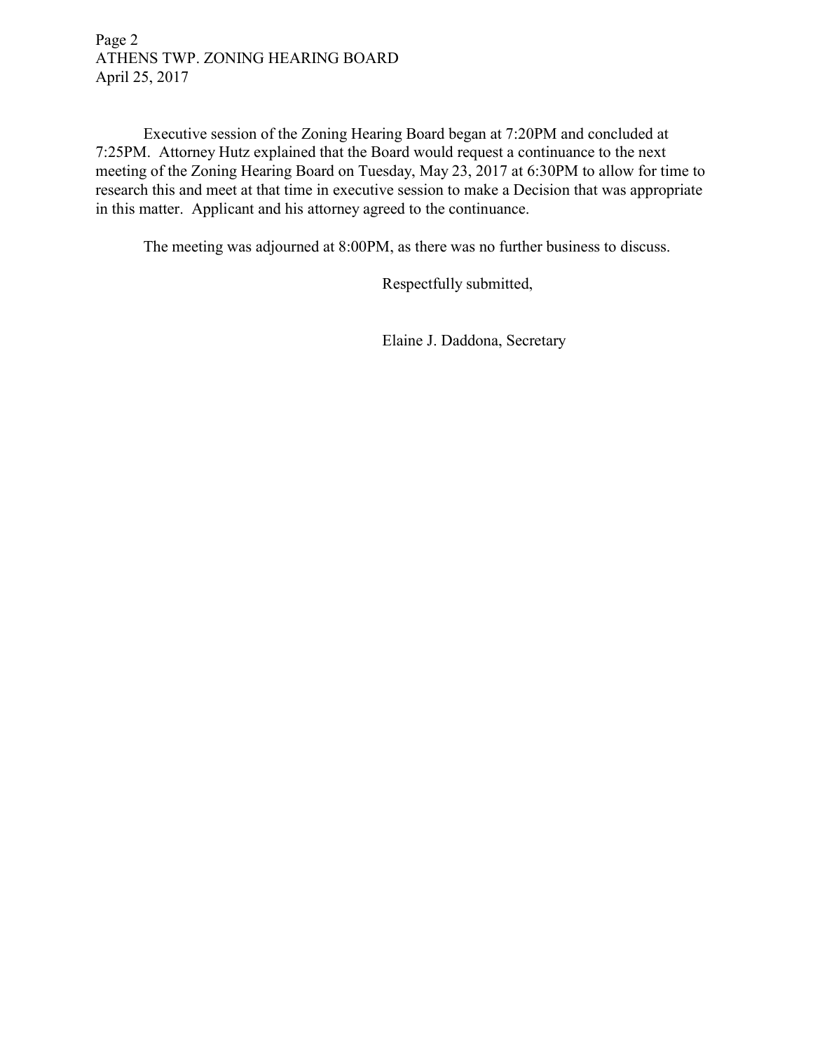Executive session of the Zoning Hearing Board began at 7:20PM and concluded at 7:25PM. Attorney Hutz explained that the Board would request a continuance to the next meeting of the Zoning Hearing Board on Tuesday, May 23, 2017 at 6:30PM to allow for time to research this and meet at that time in executive session to make a Decision that was appropriate in this matter. Applicant and his attorney agreed to the continuance.

The meeting was adjourned at 8:00PM, as there was no further business to discuss.

Respectfully submitted,

Elaine J. Daddona, Secretary